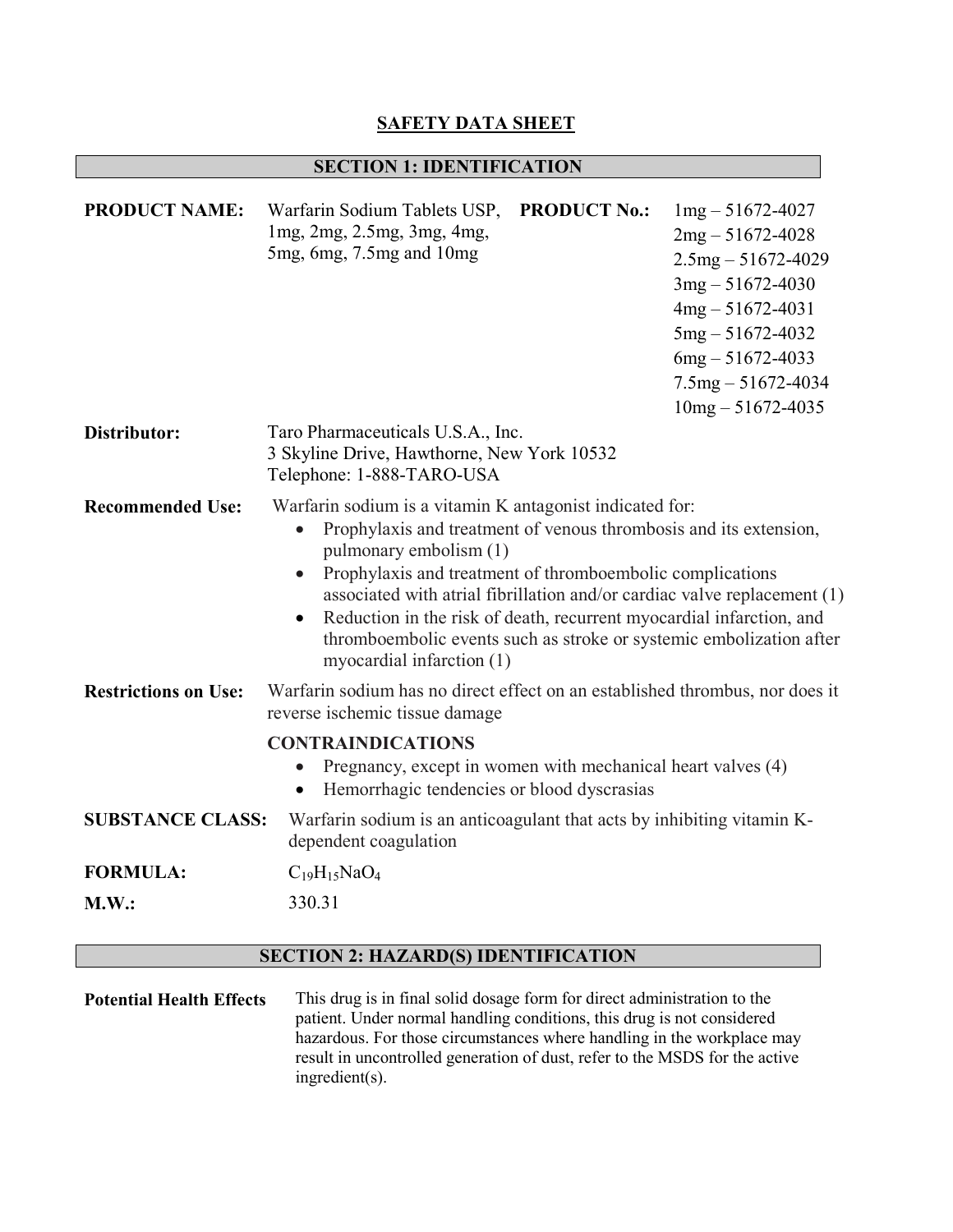# SAFETY DATA SHEET

## SECTION 1: IDENTIFICATION

**PRODUCT NAME:** Warfarin Sodium Tablets USP, 1mg, 2mg, 2.5mg, 3mg, 4mg, 5mg, 6mg, 7.5mg and 10mg

**PRODUCT No.:**
- 1mg – 51672-4027
- 2mg – 51672-4028
- 2.5mg – 51672-4029
- 3mg – 51672-4030
- 4mg – 51672-4031
- 5mg – 51672-4032
- 6mg – 51672-4033
- 7.5mg – 51672-4034
- 10mg – 51672-4035

**Distributor:** Taro Pharmaceuticals U.S.A., Inc.
3 Skyline Drive, Hawthorne, New York 10532
Telephone: 1-888-TARO-USA

**Recommended Use:** Warfarin sodium is a vitamin K antagonist indicated for:
- Prophylaxis and treatment of venous thrombosis and its extension, pulmonary embolism (1)
- Prophylaxis and treatment of thromboembolic complications associated with atrial fibrillation and/or cardiac valve replacement (1)
- Reduction in the risk of death, recurrent myocardial infarction, and thromboembolic events such as stroke or systemic embolization after myocardial infarction (1)

**Restrictions on Use:** Warfarin sodium has no direct effect on an established thrombus, nor does it reverse ischemic tissue damage

**CONTRAINDICATIONS**
- Pregnancy, except in women with mechanical heart valves (4)
- Hemorrhagic tendencies or blood dyscrasias

**SUBSTANCE CLASS:** Warfarin sodium is an anticoagulant that acts by inhibiting vitamin K-dependent coagulation

**FORMULA:** $C_{19}H_{15}NaO_4$

**M.W.:** 330.31

## SECTION 2: HAZARD(S) IDENTIFICATION

**Potential Health Effects** This drug is in final solid dosage form for direct administration to the patient. Under normal handling conditions, this drug is not considered hazardous. For those circumstances where handling in the workplace may result in uncontrolled generation of dust, refer to the MSDS for the active ingredient(s).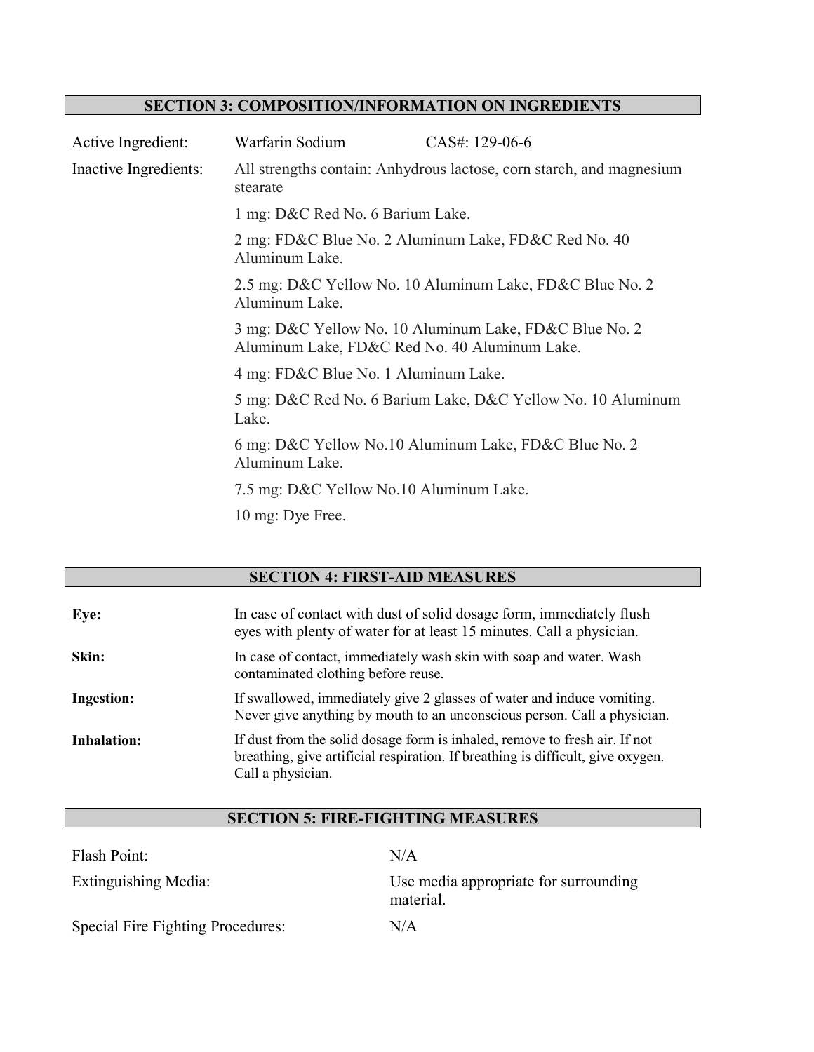## SECTION 3: COMPOSITION/INFORMATION ON INGREDIENTS

| | | |
|---|---|---|
| Active Ingredient: | Warfarin Sodium | CAS#: 129-06-6 |

Inactive Ingredients: All strengths contain: Anhydrous lactose, corn starch, and magnesium stearate

1 mg: D&C Red No. 6 Barium Lake.

2 mg: FD&C Blue No. 2 Aluminum Lake, FD&C Red No. 40 Aluminum Lake.

2.5 mg: D&C Yellow No. 10 Aluminum Lake, FD&C Blue No. 2 Aluminum Lake.

3 mg: D&C Yellow No. 10 Aluminum Lake, FD&C Blue No. 2 Aluminum Lake, FD&C Red No. 40 Aluminum Lake.

4 mg: FD&C Blue No. 1 Aluminum Lake.

5 mg: D&C Red No. 6 Barium Lake, D&C Yellow No. 10 Aluminum Lake.

6 mg: D&C Yellow No.10 Aluminum Lake, FD&C Blue No. 2 Aluminum Lake.

7.5 mg: D&C Yellow No.10 Aluminum Lake.

10 mg: Dye Free..

## SECTION 4: FIRST-AID MEASURES

**Eye:** In case of contact with dust of solid dosage form, immediately flush eyes with plenty of water for at least 15 minutes. Call a physician.

**Skin:** In case of contact, immediately wash skin with soap and water. Wash contaminated clothing before reuse.

**Ingestion:** If swallowed, immediately give 2 glasses of water and induce vomiting. Never give anything by mouth to an unconscious person. Call a physician.

**Inhalation:** If dust from the solid dosage form is inhaled, remove to fresh air. If not breathing, give artificial respiration. If breathing is difficult, give oxygen. Call a physician.

## SECTION 5: FIRE-FIGHTING MEASURES

| | |
|---|---|
| Flash Point: | N/A |
| Extinguishing Media: | Use media appropriate for surrounding material. |
| Special Fire Fighting Procedures: | N/A |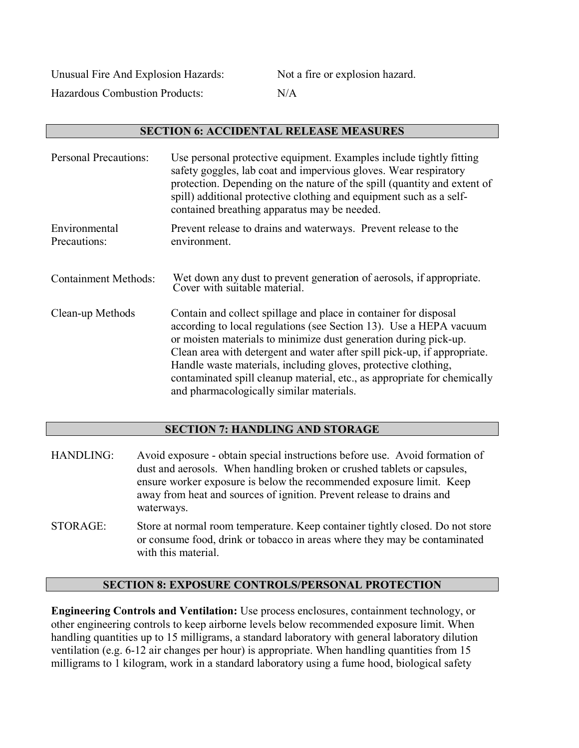| | |
|---|---|
| Unusual Fire And Explosion Hazards: | Not a fire or explosion hazard. |
| Hazardous Combustion Products: | N/A |

## SECTION 6: ACCIDENTAL RELEASE MEASURES

| | |
|---|---|
| Personal Precautions: | Use personal protective equipment. Examples include tightly fitting safety goggles, lab coat and impervious gloves. Wear respiratory protection. Depending on the nature of the spill (quantity and extent of spill) additional protective clothing and equipment such as a self-contained breathing apparatus may be needed. |
| Environmental Precautions: | Prevent release to drains and waterways. Prevent release to the environment. |
| Containment Methods: | Wet down any dust to prevent generation of aerosols, if appropriate. Cover with suitable material. |
| Clean-up Methods | Contain and collect spillage and place in container for disposal according to local regulations (see Section 13). Use a HEPA vacuum or moisten materials to minimize dust generation during pick-up. Clean area with detergent and water after spill pick-up, if appropriate. Handle waste materials, including gloves, protective clothing, contaminated spill cleanup material, etc., as appropriate for chemically and pharmacologically similar materials. |

## SECTION 7: HANDLING AND STORAGE

| | |
|---|---|
| HANDLING: | Avoid exposure - obtain special instructions before use. Avoid formation of dust and aerosols. When handling broken or crushed tablets or capsules, ensure worker exposure is below the recommended exposure limit. Keep away from heat and sources of ignition. Prevent release to drains and waterways. |
| STORAGE: | Store at normal room temperature. Keep container tightly closed. Do not store or consume food, drink or tobacco in areas where they may be contaminated with this material. |

## SECTION 8: EXPOSURE CONTROLS/PERSONAL PROTECTION

**Engineering Controls and Ventilation:** Use process enclosures, containment technology, or other engineering controls to keep airborne levels below recommended exposure limit. When handling quantities up to 15 milligrams, a standard laboratory with general laboratory dilution ventilation (e.g. 6-12 air changes per hour) is appropriate. When handling quantities from 15 milligrams to 1 kilogram, work in a standard laboratory using a fume hood, biological safety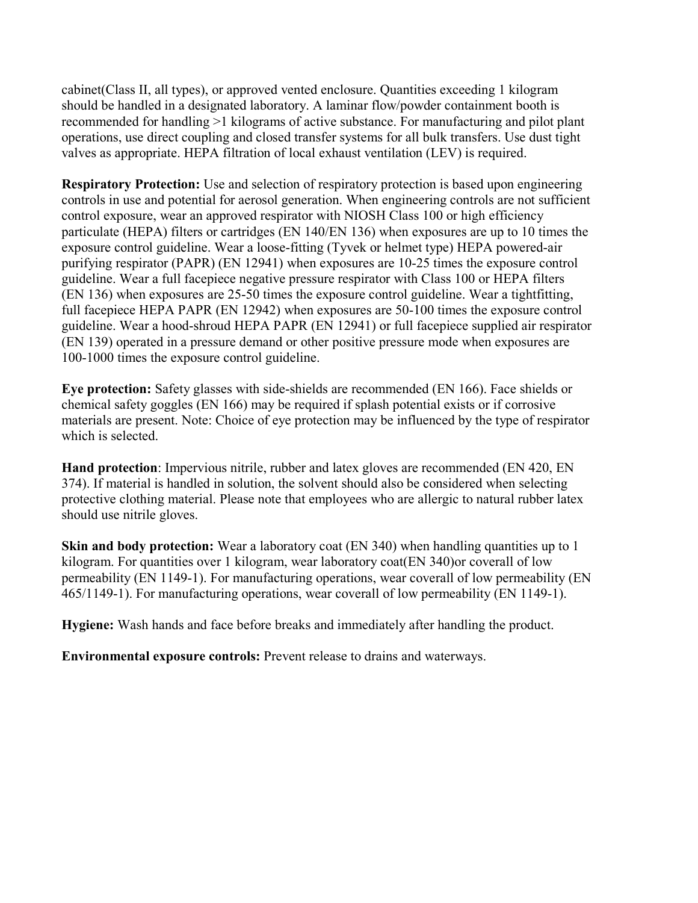cabinet(Class II, all types), or approved vented enclosure. Quantities exceeding 1 kilogram should be handled in a designated laboratory. A laminar flow/powder containment booth is recommended for handling >1 kilograms of active substance. For manufacturing and pilot plant operations, use direct coupling and closed transfer systems for all bulk transfers. Use dust tight valves as appropriate. HEPA filtration of local exhaust ventilation (LEV) is required.

**Respiratory Protection:** Use and selection of respiratory protection is based upon engineering controls in use and potential for aerosol generation. When engineering controls are not sufficient control exposure, wear an approved respirator with NIOSH Class 100 or high efficiency particulate (HEPA) filters or cartridges (EN 140/EN 136) when exposures are up to 10 times the exposure control guideline. Wear a loose-fitting (Tyvek or helmet type) HEPA powered-air purifying respirator (PAPR) (EN 12941) when exposures are 10-25 times the exposure control guideline. Wear a full facepiece negative pressure respirator with Class 100 or HEPA filters (EN 136) when exposures are 25-50 times the exposure control guideline. Wear a tightfitting, full facepiece HEPA PAPR (EN 12942) when exposures are 50-100 times the exposure control guideline. Wear a hood-shroud HEPA PAPR (EN 12941) or full facepiece supplied air respirator (EN 139) operated in a pressure demand or other positive pressure mode when exposures are 100-1000 times the exposure control guideline.

**Eye protection:** Safety glasses with side-shields are recommended (EN 166). Face shields or chemical safety goggles (EN 166) may be required if splash potential exists or if corrosive materials are present. Note: Choice of eye protection may be influenced by the type of respirator which is selected.

**Hand protection**: Impervious nitrile, rubber and latex gloves are recommended (EN 420, EN 374). If material is handled in solution, the solvent should also be considered when selecting protective clothing material. Please note that employees who are allergic to natural rubber latex should use nitrile gloves.

**Skin and body protection:** Wear a laboratory coat (EN 340) when handling quantities up to 1 kilogram. For quantities over 1 kilogram, wear laboratory coat(EN 340)or coverall of low permeability (EN 1149-1). For manufacturing operations, wear coverall of low permeability (EN 465/1149-1). For manufacturing operations, wear coverall of low permeability (EN 1149-1).

**Hygiene:** Wash hands and face before breaks and immediately after handling the product.

**Environmental exposure controls:** Prevent release to drains and waterways.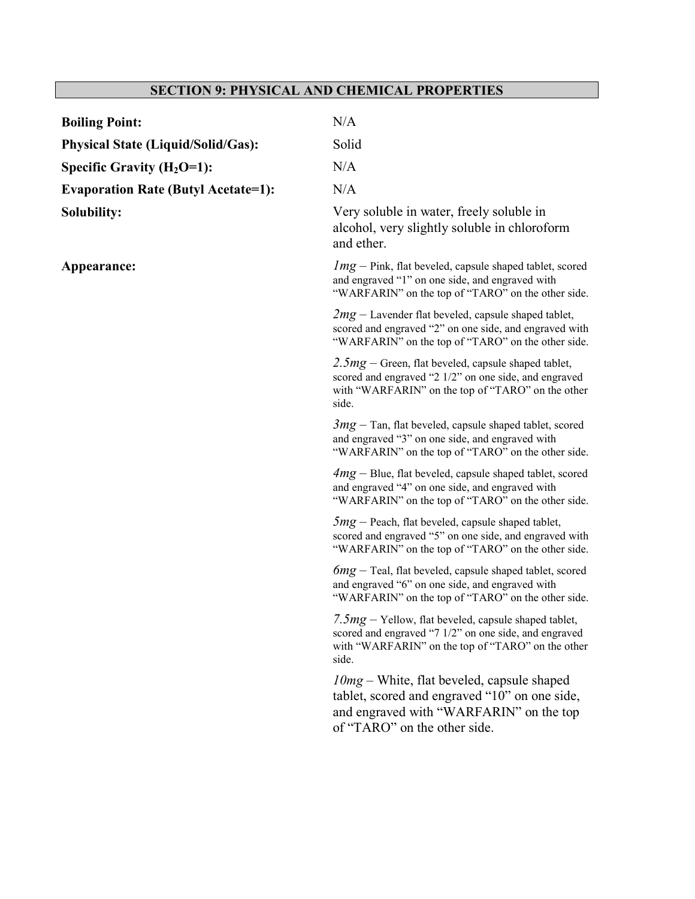## SECTION 9: PHYSICAL AND CHEMICAL PROPERTIES

| | |
|---|---|
| **Boiling Point:** | N/A |
| **Physical State (Liquid/Solid/Gas):** | Solid |
| **Specific Gravity ($H_2O$=1):** | N/A |
| **Evaporation Rate (Butyl Acetate=1):** | N/A |
| **Solubility:** | Very soluble in water, freely soluble in alcohol, very slightly soluble in chloroform and ether. |
| **Appearance:** | *1mg* – Pink, flat beveled, capsule shaped tablet, scored and engraved "1" on one side, and engraved with "WARFARIN" on the top of "TARO" on the other side. |
| | *2mg* – Lavender flat beveled, capsule shaped tablet, scored and engraved "2" on one side, and engraved with "WARFARIN" on the top of "TARO" on the other side. |
| | *2.5mg* – Green, flat beveled, capsule shaped tablet, scored and engraved "2 1/2" on one side, and engraved with "WARFARIN" on the top of "TARO" on the other side. |
| | *3mg* – Tan, flat beveled, capsule shaped tablet, scored and engraved "3" on one side, and engraved with "WARFARIN" on the top of "TARO" on the other side. |
| | *4mg* – Blue, flat beveled, capsule shaped tablet, scored and engraved "4" on one side, and engraved with "WARFARIN" on the top of "TARO" on the other side. |
| | *5mg* – Peach, flat beveled, capsule shaped tablet, scored and engraved "5" on one side, and engraved with "WARFARIN" on the top of "TARO" on the other side. |
| | *6mg* – Teal, flat beveled, capsule shaped tablet, scored and engraved "6" on one side, and engraved with "WARFARIN" on the top of "TARO" on the other side. |
| | *7.5mg* – Yellow, flat beveled, capsule shaped tablet, scored and engraved "7 1/2" on one side, and engraved with "WARFARIN" on the top of "TARO" on the other side. |
| | *10mg* – White, flat beveled, capsule shaped tablet, scored and engraved "10" on one side, and engraved with "WARFARIN" on the top of "TARO" on the other side. |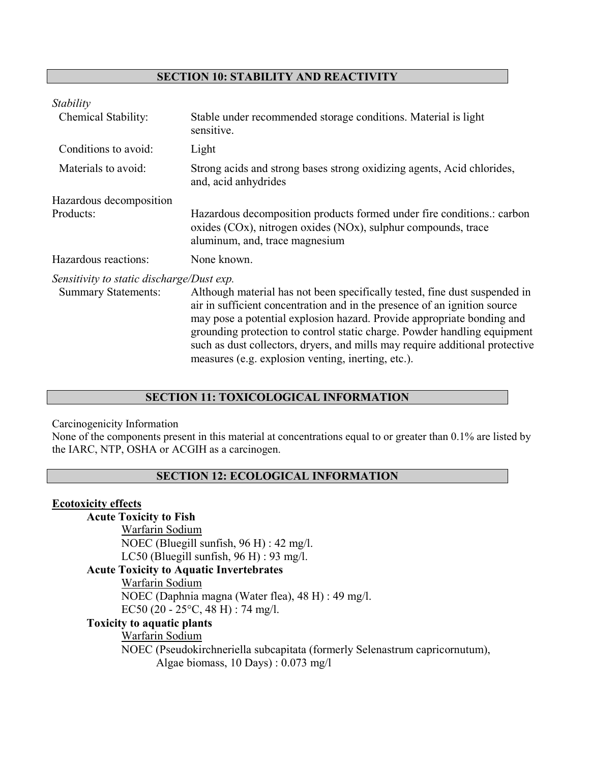## SECTION 10: STABILITY AND REACTIVITY

*Stability*

| | |
|---|---|
| Chemical Stability: | Stable under recommended storage conditions. Material is light sensitive. |
| Conditions to avoid: | Light |
| Materials to avoid: | Strong acids and strong bases strong oxidizing agents, Acid chlorides, and, acid anhydrides |
| Hazardous decomposition Products: | Hazardous decomposition products formed under fire conditions.: carbon oxides (COx), nitrogen oxides (NOx), sulphur compounds, trace aluminum, and, trace magnesium |
| Hazardous reactions: | None known. |

*Sensitivity to static discharge/Dust exp.*

| | |
|---|---|
| Summary Statements: | Although material has not been specifically tested, fine dust suspended in air in sufficient concentration and in the presence of an ignition source may pose a potential explosion hazard. Provide appropriate bonding and grounding protection to control static charge. Powder handling equipment such as dust collectors, dryers, and mills may require additional protective measures (e.g. explosion venting, inerting, etc.). |

## SECTION 11: TOXICOLOGICAL INFORMATION

Carcinogenicity Information

None of the components present in this material at concentrations equal to or greater than 0.1% are listed by the IARC, NTP, OSHA or ACGIH as a carcinogen.

## SECTION 12: ECOLOGICAL INFORMATION

**Ecotoxicity effects**

**Acute Toxicity to Fish**

Warfarin Sodium

NOEC (Bluegill sunfish, 96 H) : 42 mg/l.

LC50 (Bluegill sunfish, 96 H) : 93 mg/l.

**Acute Toxicity to Aquatic Invertebrates**

Warfarin Sodium

NOEC (Daphnia magna (Water flea), 48 H) : 49 mg/l.

EC50 (20 - 25°C, 48 H) : 74 mg/l.

**Toxicity to aquatic plants**

Warfarin Sodium

NOEC (Pseudokirchneriella subcapitata (formerly Selenastrum capricornutum), Algae biomass, 10 Days) : 0.073 mg/l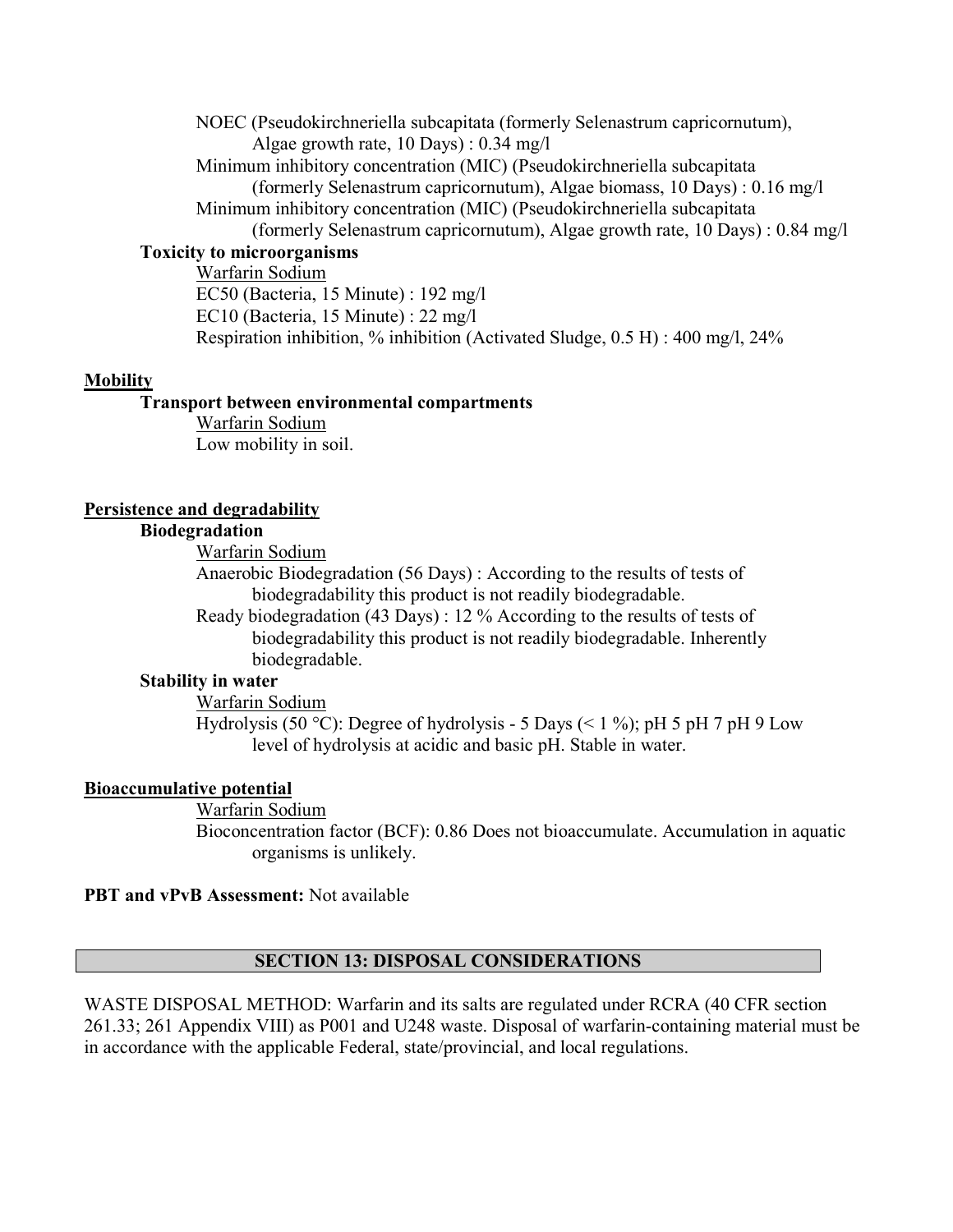NOEC (Pseudokirchneriella subcapitata (formerly Selenastrum capricornutum), Algae growth rate, 10 Days) : 0.34 mg/l

Minimum inhibitory concentration (MIC) (Pseudokirchneriella subcapitata (formerly Selenastrum capricornutum), Algae biomass, 10 Days) : 0.16 mg/l

Minimum inhibitory concentration (MIC) (Pseudokirchneriella subcapitata (formerly Selenastrum capricornutum), Algae growth rate, 10 Days) : 0.84 mg/l

**Toxicity to microorganisms**

Warfarin Sodium

EC50 (Bacteria, 15 Minute) : 192 mg/l

EC10 (Bacteria, 15 Minute) : 22 mg/l

Respiration inhibition, % inhibition (Activated Sludge, 0.5 H) : 400 mg/l, 24%

**Mobility**

**Transport between environmental compartments**

Warfarin Sodium

Low mobility in soil.

**Persistence and degradability**

**Biodegradation**

Warfarin Sodium

Anaerobic Biodegradation (56 Days) : According to the results of tests of biodegradability this product is not readily biodegradable.

Ready biodegradation (43 Days) : 12 % According to the results of tests of biodegradability this product is not readily biodegradable. Inherently biodegradable.

**Stability in water**

Warfarin Sodium

Hydrolysis (50 °C): Degree of hydrolysis - 5 Days (< 1 %); pH 5 pH 7 pH 9 Low level of hydrolysis at acidic and basic pH. Stable in water.

**Bioaccumulative potential**

Warfarin Sodium

Bioconcentration factor (BCF): 0.86 Does not bioaccumulate. Accumulation in aquatic organisms is unlikely.

**PBT and vPvB Assessment:** Not available

## SECTION 13: DISPOSAL CONSIDERATIONS

WASTE DISPOSAL METHOD: Warfarin and its salts are regulated under RCRA (40 CFR section 261.33; 261 Appendix VIII) as P001 and U248 waste. Disposal of warfarin-containing material must be in accordance with the applicable Federal, state/provincial, and local regulations.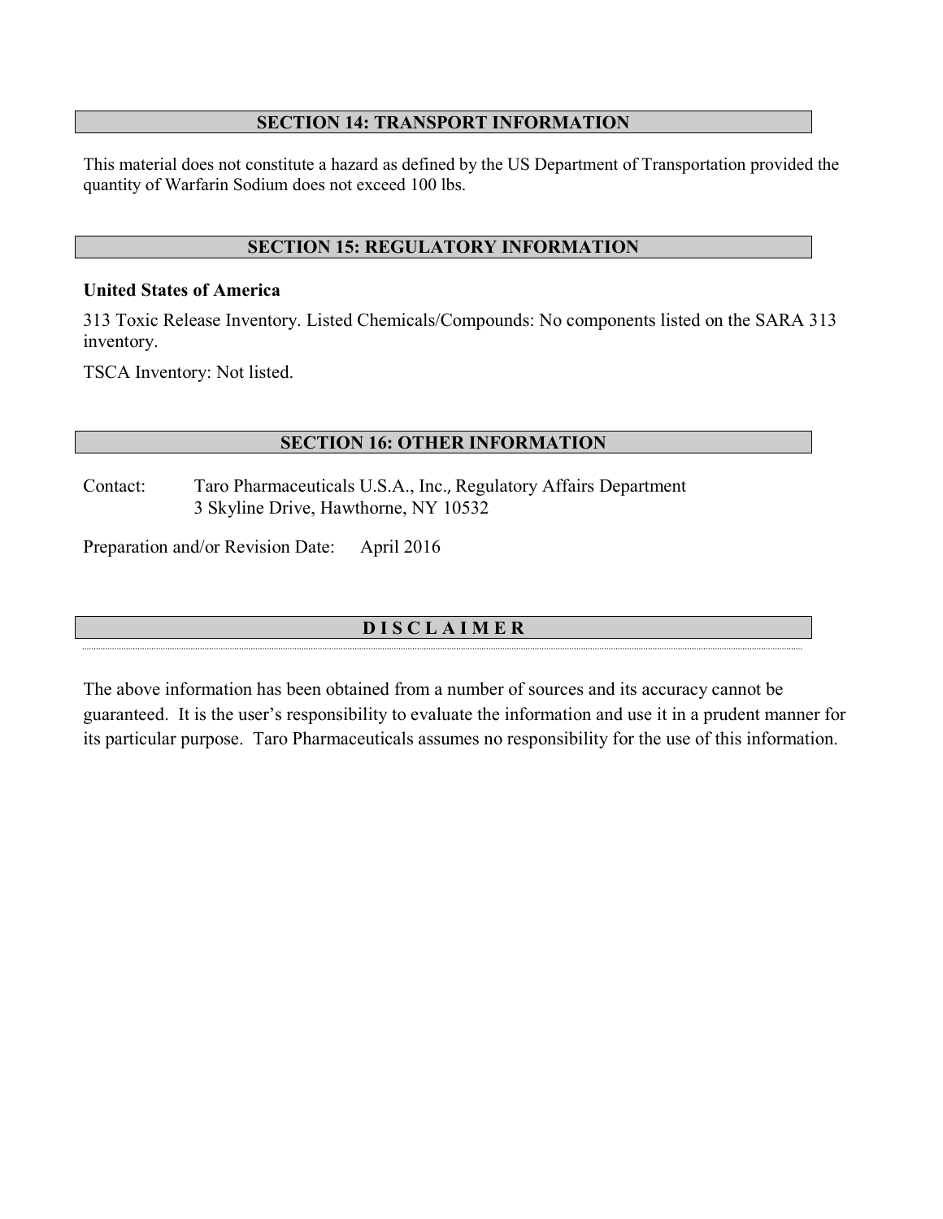## SECTION 14: TRANSPORT INFORMATION

This material does not constitute a hazard as defined by the US Department of Transportation provided the quantity of Warfarin Sodium does not exceed 100 lbs.

## SECTION 15: REGULATORY INFORMATION

**United States of America**

313 Toxic Release Inventory. Listed Chemicals/Compounds: No components listed on the SARA 313 inventory.

TSCA Inventory: Not listed.

## SECTION 16: OTHER INFORMATION

Contact: Taro Pharmaceuticals U.S.A., Inc., Regulatory Affairs Department
3 Skyline Drive, Hawthorne, NY 10532

Preparation and/or Revision Date: April 2016

## D I S C L A I M E R

The above information has been obtained from a number of sources and its accuracy cannot be guaranteed. It is the user's responsibility to evaluate the information and use it in a prudent manner for its particular purpose. Taro Pharmaceuticals assumes no responsibility for the use of this information.